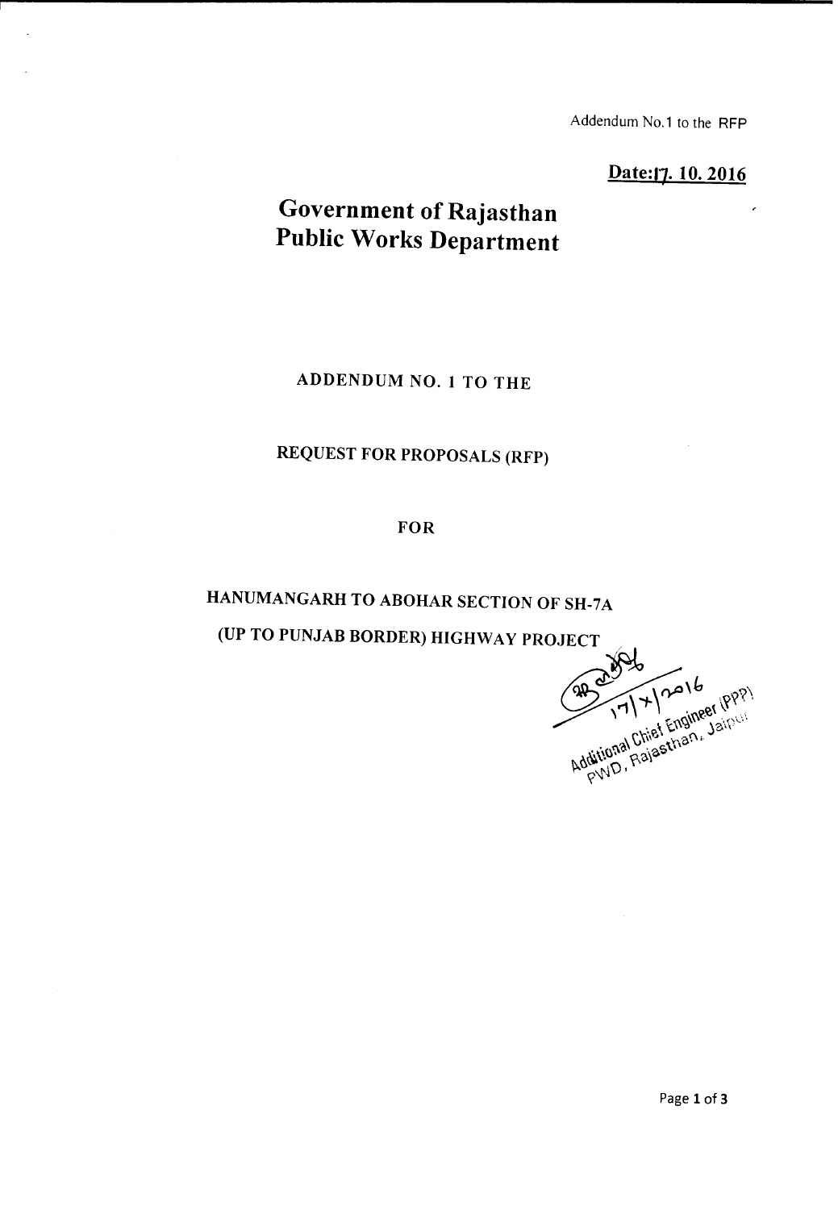Addendum No.1 to the RFP

**Date:17. 10. 2016**

# Government of Rajasthan
# Public Works Department

## ADDENDUM NO. 1 TO THE

## REQUEST FOR PROPOSALS (RFP)

## FOR

## HANUMANGARH TO ABOHAR SECTION OF SH-7A (UP TO PUNJAB BORDER) HIGHWAY PROJECT

17/x/2016
Additional Chief Engineer (PPP)
PWD, Rajasthan, Jaipur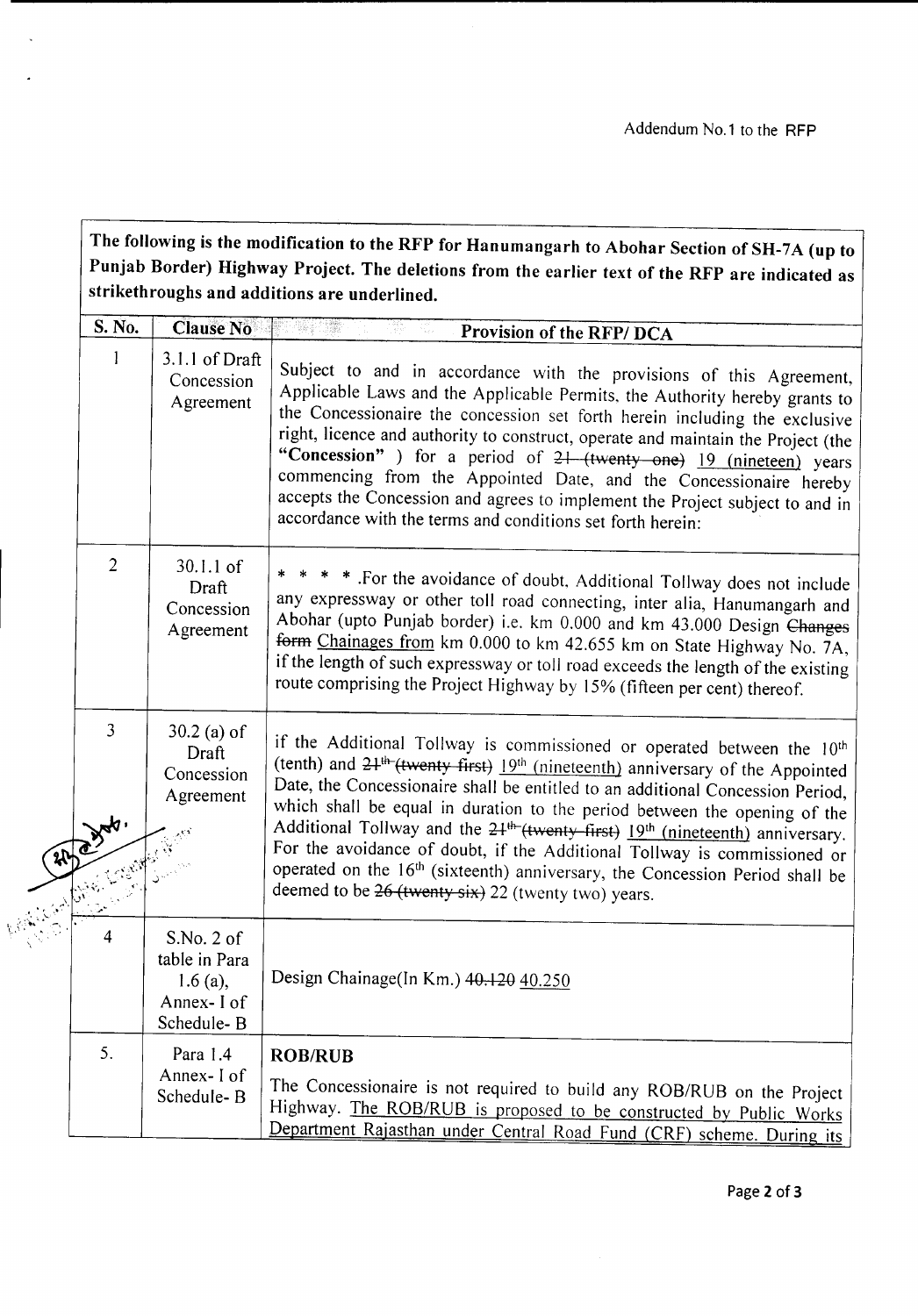The following is the modification to the RFP for Hanumangarh to Abohar Section of SH-7A (up to Punjab Border) Highway Project. The deletions from the earlier text of the RFP are indicated as strikethroughs and additions are underlined.

| S. No. | Clause No | Provision of the RFP/ DCA |
|---|---|---|
| 1 | 3.1.1 of Draft Concession Agreement | Subject to and in accordance with the provisions of this Agreement, Applicable Laws and the Applicable Permits, the Authority hereby grants to the Concessionaire the concession set forth herein including the exclusive right, licence and authority to construct, operate and maintain the Project (the **"Concession"** ) for a period of ~~21 (twenty one)~~ <u>19 (nineteen)</u> years commencing from the Appointed Date, and the Concessionaire hereby accepts the Concession and agrees to implement the Project subject to and in accordance with the terms and conditions set forth herein: |
| 2 | 30.1.1 of Draft Concession Agreement | * * * * .For the avoidance of doubt, Additional Tollway does not include any expressway or other toll road connecting, inter alia, Hanumangarh and Abohar (upto Punjab border) i.e. km 0.000 and km 43.000 Design ~~Changes form~~ <u>Chainages from</u> km 0.000 to km 42.655 km on State Highway No. 7A, if the length of such expressway or toll road exceeds the length of the existing route comprising the Project Highway by 15% (fifteen per cent) thereof. |
| 3 | 30.2 (a) of Draft Concession Agreement | if the Additional Tollway is commissioned or operated between the 10th (tenth) and ~~21th (twenty first)~~ <u>19th (nineteenth)</u> anniversary of the Appointed Date, the Concessionaire shall be entitled to an additional Concession Period, which shall be equal in duration to the period between the opening of the Additional Tollway and the ~~21th (twenty first)~~ <u>19th (nineteenth)</u> anniversary. For the avoidance of doubt, if the Additional Tollway is commissioned or operated on the 16th (sixteenth) anniversary, the Concession Period shall be deemed to be ~~26 (twenty six)~~ 22 (twenty two) years. |
| 4 | S.No. 2 of table in Para 1.6 (a), Annex- I of Schedule- B | Design Chainage(In Km.) ~~40.120~~ <u>40.250</u> |
| 5. | Para 1.4 Annex- I of Schedule- B | **ROB/RUB** <br> The Concessionaire is not required to build any ROB/RUB on the Project Highway. <u>The ROB/RUB is proposed to be constructed by Public Works Department Rajasthan under Central Road Fund (CRF) scheme. During its</u> |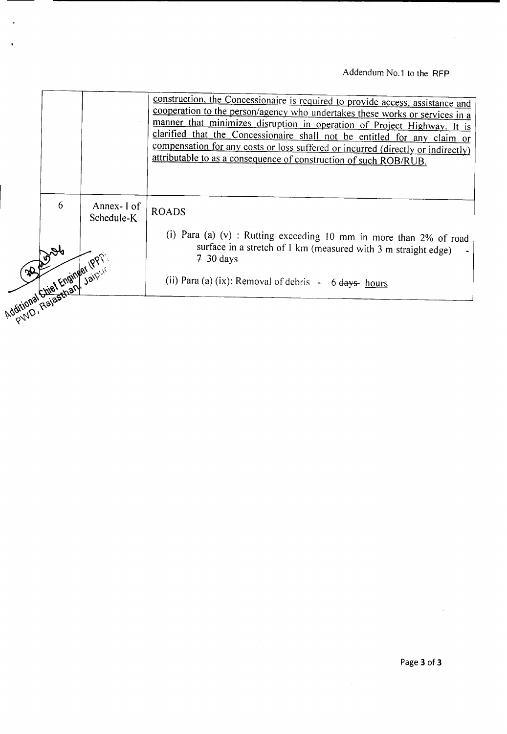Addendum No.1 to the RFP

| | | |
|---|---|---|
| | | construction, the Concessionaire is required to provide access, assistance and cooperation to the person/agency who undertakes these works or services in a manner that minimizes disruption in operation of Project Highway. It is clarified that the Concessionaire shall not be entitled for any claim or compensation for any costs or loss suffered or incurred (directly or indirectly) attributable to as a consequence of construction of such ROB/RUB. |
| 6 | Annex- I of Schedule-K | ROADS<br><br>(i) Para (a) (v) : Rutting exceeding 10 mm in more than 2% of road surface in a stretch of 1 km (measured with 3 m straight edge) - ~~7~~ 30 days<br><br>(ii) Para (a) (ix): Removal of debris - 6 ~~days~~ hours |

Additional Chief Engineer (PPP), PWD, Rajasthan, Jaipur